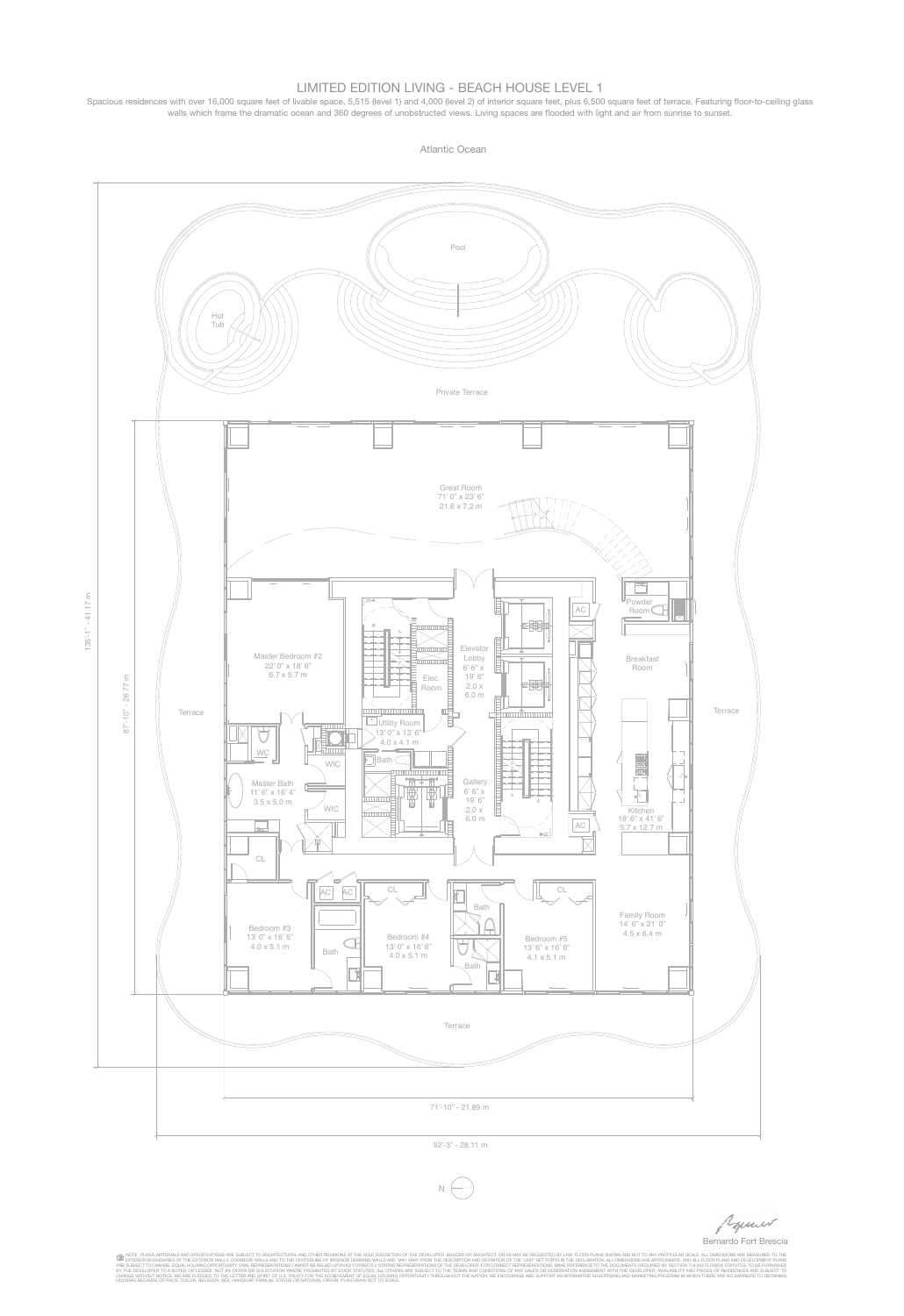# LIMITED EDITION LIVING - BEACH HOUSE LEVEL 1

Spacious residences with over 16,000 square feet of livable space, 5,515 (level 1) and 4,000 (level 2) of interior square feet, plus 6,500 square feet of terrace. Featuring floor-to-ceiling glass walls which frame the dramatic ocean and 360 degrees of unobstructed views. Living spaces are flooded with light and air from sunrise to sunset.

Atlantic Ocean

Pool

Hot Tub

Private Terrace

Great Room
71' 0" x 23' 6"
21.6 x 7.2 m

Master Bedroom #2
22' 0" x 18' 6"
6.7 x 5.7 m

Elevator Lobby
6' 6" x 19' 6"
2.0 x 6.0 m

Elec. Room

AC

Powder Room

Breakfast Room

Terrace

Terrace

Utility Room
13' 0" x 13' 6"
4.0 x 4.1 m

WC

WIC

Bath

Master Bath
11' 6" x 16' 4"
3.5 x 5.0 m

WIC

Gallery
6' 6" x 19' 6"
2.0 x 6.0 m

AC

Kitchen
18' 6" x 41' 6"
5.7 x 12.7 m

CL

AC AC

CL

CL

Bath

Bedroom #3
13' 0" x 16' 6"
4.0 x 5.1 m

Bath

Bedroom #4
13' 0" x 16' 6"
4.0 x 5.1 m

Bath

Bedroom #5
13' 6" x 16' 6"
4.1 x 5.1 m

Family Room
14' 6" x 21' 0"
4.5 x 6.4 m

Terrace

135'-1" - 41.17 m

87'-10" - 26.77 m

71'-10" - 21.89 m

92'-3" - 28.11 m

N

Bernardo Fort Brescia

NOTE: PLANS, MATERIALS AND SPECIFICATIONS ARE SUBJECT TO ARCHITECTURAL AND OTHER REVISIONS AT THE SOLE DISCRETION OF THE DEVELOPER, BUILDER OR ARCHITECT, OR AS MAY BE REQUIRED BY LAW. FLOOR PLANS SHOWN ARE NOT TO ANY PARTICULAR SCALE. ALL DIMENSIONS ARE MEASURED TO THE EXTERIOR BOUNDARIES OF THE EXTERIOR WALLS, CORRIDOR WALLS AND TO THE CENTERLINE OF INTERIOR DEMISING WALLS AND MAY VARY FROM THE DESCRIPTION AND DEFINITION OF THE "UNIT" SET FORTH IN THE DECLARATION. ALL DIMENSIONS ARE APPROXIMATE AND ALL FLOOR PLANS AND DEVELOPMENT PLANS ARE SUBJECT TO CHANGE. EQUAL HOUSING OPPORTUNITY. ORAL REPRESENTATIONS CANNOT BE RELIED UPON AS CORRECTLY STATING REPRESENTATIONS OF THE DEVELOPER. FOR CORRECT REPRESENTATIONS, MAKE REFERENCE TO THE DOCUMENTS REQUIRED BY SECTION 718.503 FLORIDA STATUTES, TO BE FURNISHED BY THE DEVELOPER TO A BUYER OR LESSEE. NOT AN OFFER OR SOLICITATION WHERE PROHIBITED BY STATE STATUTES. ALL OTHERS ARE SUBJECT TO THE TERMS AND CONDITIONS OF ANY SALES OR RESERVATION AGREEMENT WITH THE DEVELOPER. AVAILABILITY AND PRICES OF RESIDENCES ARE SUBJECT TO CHANGE WITHOUT NOTICE. WE ARE PLEDGED TO THE LETTER AND SPIRIT OF U.S. POLICY FOR THE ACHIEVEMENT OF EQUAL HOUSING OPPORTUNITY THROUGHOUT THE NATION. WE ENCOURAGE AND SUPPORT AN AFFIRMATIVE ADVERTISING AND MARKETING PROGRAM IN WHICH THERE ARE NO BARRIERS TO OBTAINING HOUSING BECAUSE OF RACE, COLOR, RELIGION, SEX, HANDICAP, FAMILIAL STATUS OR NATIONAL ORIGIN. PLAN DRAWN NOT TO SCALE.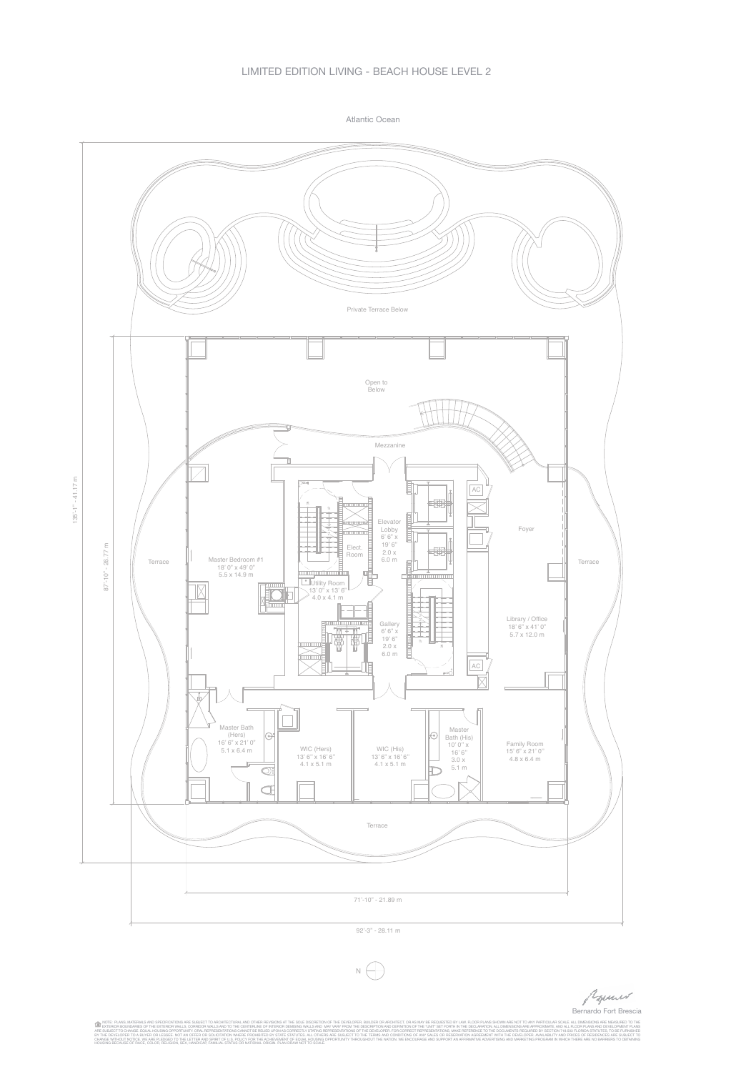# LIMITED EDITION LIVING - BEACH HOUSE LEVEL 2

Atlantic Ocean

Private Terrace Below

Open to Below

Mezzanine

Terrace

Master Bedroom #1
18' 0" x 49' 0"
5.5 x 14.9 m

Elect. Room

Elevator Lobby
6' 6" x
19' 6"
2.0 x
6.0 m

AC

Foyer

Terrace

Utility Room
13' 0" x 13' 6"
4.0 x 4.1 m

Gallery
6' 6" x
19' 6"
2.0 x
6.0 m

Library / Office
18' 6" x 41' 0"
5.7 x 12.0 m

AC

Master Bath (Hers)
16' 6" x 21' 0"
5.1 x 6.4 m

WIC (Hers)
13' 6" x 16' 6"
4.1 x 5.1 m

WIC (His)
13' 6" x 16' 6"
4.1 x 5.1 m

Master Bath (His)
10' 0" x
16' 6"
3.0 x
5.1 m

Family Room
15' 6" x 21' 0"
4.8 x 6.4 m

Terrace

135'-1" - 41.17 m

87'-10" - 26.77 m

71'-10" - 21.89 m

92'-3" - 28.11 m

N

Bernardo Fort Brescia

NOTE: PLANS, MATERIALS AND SPECIFICATIONS ARE SUBJECT TO ARCHITECTURAL AND OTHER REVISIONS AT THE SOLE DISCRETION OF THE DEVELOPER, BUILDER OR ARCHITECT, OR AS MAY BE REQUESTED BY LAW. FLOOR PLANS SHOWN ARE NOT TO ANY PARTICULAR SCALE. ALL DIMENSIONS ARE MEASURED TO THE EXTERIOR BOUNDARIES OF THE EXTERIOR WALLS, CORRIDOR WALLS AND TO THE CENTERLINE OF INTERIOR DEMISING WALLS AND MAY VARY FROM THE DESCRIPTION AND DEFINITION OF THE "UNIT" SET FORTH IN THE DECLARATION. ALL DIMENSIONS ARE APPROXIMATE. AND ALL FLOOR PLANS AND DEVELOPMENT PLANS ARE SUBJECT TO CHANGE. EQUAL HOUSING OPPORTUNITY. ORAL REPRESENTATIONS CANNOT BE RELIED UPON AS CORRECTLY STATING REPRESENTATIONS OF THE DEVELOPER. FOR CORRECT REPRESENTATIONS, MAKE REFERENCE TO THE DOCUMENTS REQUIRED BY SECTION 718.503 FLORIDA STATUTES, TO BE FURNISHED BY THE DEVELOPER TO A BUYER OR LESSEE. NOT AN OFFER OR SOLICITATION WHERE PROHIBITED BY STATE STATUTES. ALL OFFERS ARE SUBJECT TO THE TERMS AND CONDITIONS OF ANY SALES OR RESERVATION AGREEMENT WITH THE DEVELOPER. AVAILABILITY AND PRICES OF RESIDENCES ARE SUBJECT TO CHANGE WITHOUT NOTICE. WE ARE PLEDGED TO THE LETTER AND SPIRIT OF U.S. POLICY FOR THE ACHIEVEMENT OF EQUAL HOUSING OPPORTUNITY THROUGHOUT THE NATION. WE ENCOURAGE AND SUPPORT AN AFFIRMATIVE ADVERTISING AND MARKETING PROGRAM IN WHICH THERE ARE NO BARRIERS TO OBTAINING HOUSING BECAUSE OF RACE, COLOR, RELIGION, SEX, HANDICAP, FAMILIAL STATUS OR NATIONAL ORIGIN. PLAN DRAWN NOT TO SCALE.